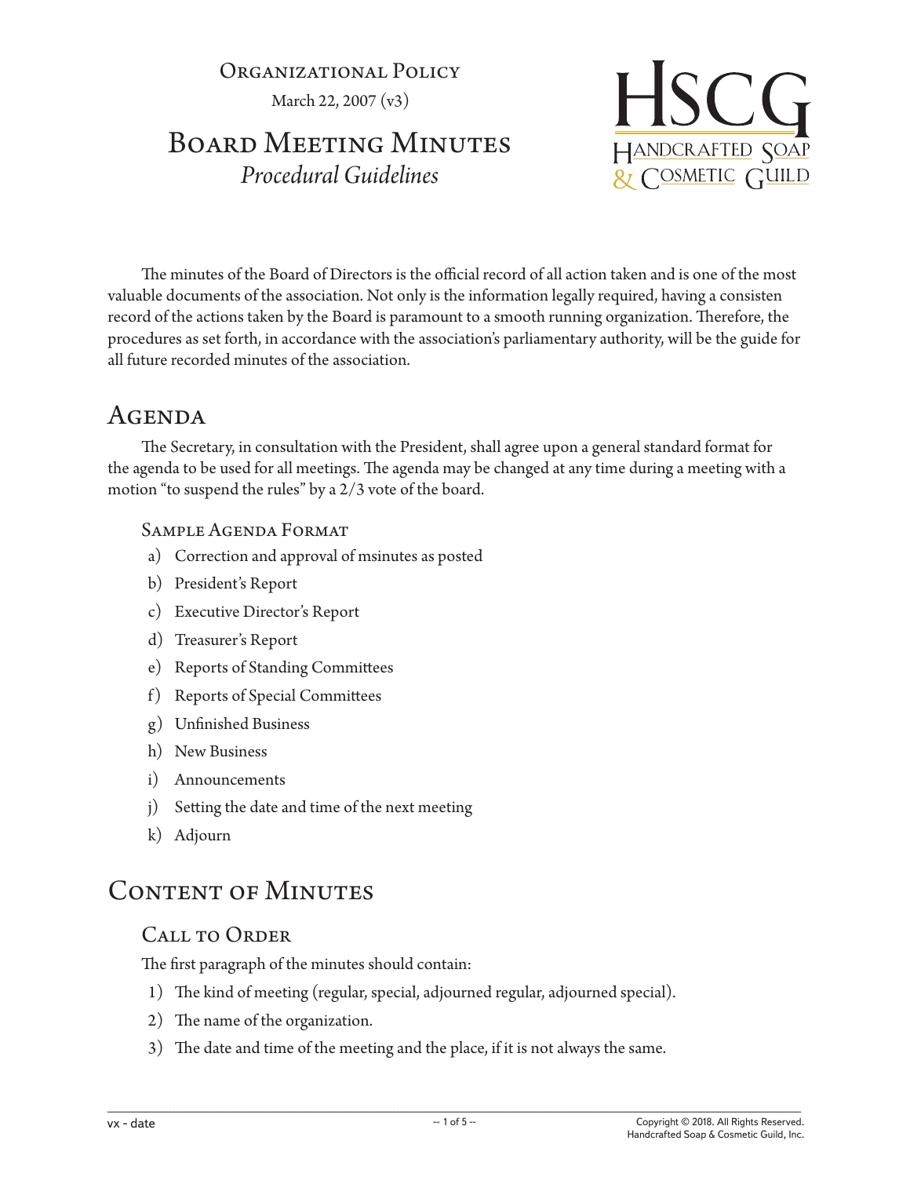Organizational Policy

March 22, 2007 (v3)

# Board Meeting Minutes

*Procedural Guidelines*

HSCG
Handcrafted Soap & Cosmetic Guild

The minutes of the Board of Directors is the official record of all action taken and is one of the most valuable documents of the association. Not only is the information legally required, having a consisten record of the actions taken by the Board is paramount to a smooth running organization. Therefore, the procedures as set forth, in accordance with the association's parliamentary authority, will be the guide for all future recorded minutes of the association.

## Agenda

The Secretary, in consultation with the President, shall agree upon a general standard format for the agenda to be used for all meetings. The agenda may be changed at any time during a meeting with a motion "to suspend the rules" by a 2/3 vote of the board.

### Sample Agenda Format

a) Correction and approval of msinutes as posted
b) President's Report
c) Executive Director's Report
d) Treasurer's Report
e) Reports of Standing Committees
f) Reports of Special Committees
g) Unfinished Business
h) New Business
i) Announcements
j) Setting the date and time of the next meeting
k) Adjourn

## Content of Minutes

### Call to Order

The first paragraph of the minutes should contain:

1) The kind of meeting (regular, special, adjourned regular, adjourned special).
2) The name of the organization.
3) The date and time of the meeting and the place, if it is not always the same.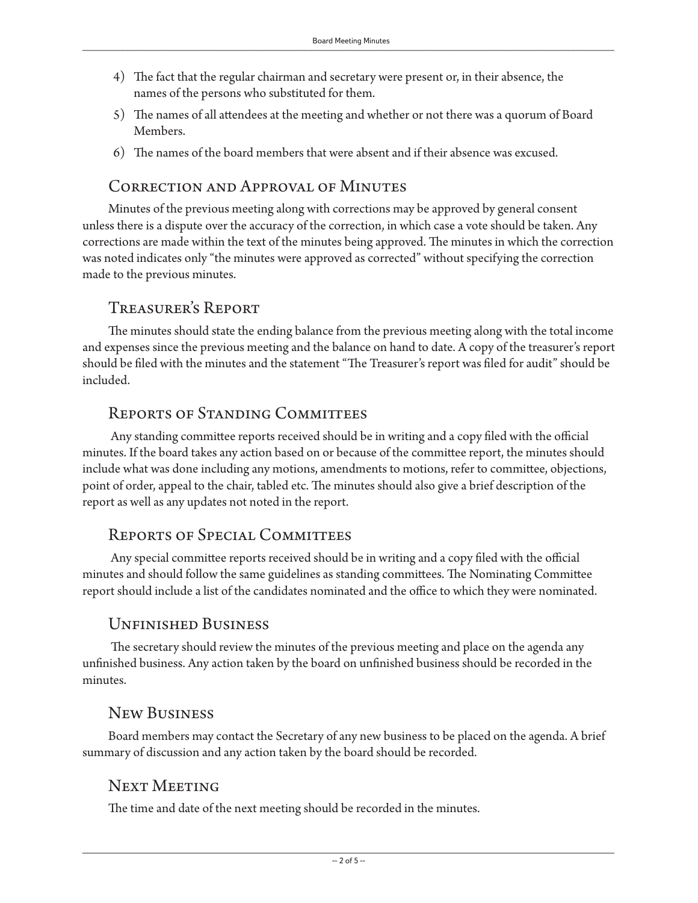4) The fact that the regular chairman and secretary were present or, in their absence, the names of the persons who substituted for them.
5) The names of all attendees at the meeting and whether or not there was a quorum of Board Members.
6) The names of the board members that were absent and if their absence was excused.

## Correction and Approval of Minutes

Minutes of the previous meeting along with corrections may be approved by general consent unless there is a dispute over the accuracy of the correction, in which case a vote should be taken. Any corrections are made within the text of the minutes being approved. The minutes in which the correction was noted indicates only "the minutes were approved as corrected" without specifying the correction made to the previous minutes.

## Treasurer's Report

The minutes should state the ending balance from the previous meeting along with the total income and expenses since the previous meeting and the balance on hand to date. A copy of the treasurer's report should be filed with the minutes and the statement "The Treasurer's report was filed for audit" should be included.

## Reports of Standing Committees

Any standing committee reports received should be in writing and a copy filed with the official minutes. If the board takes any action based on or because of the committee report, the minutes should include what was done including any motions, amendments to motions, refer to committee, objections, point of order, appeal to the chair, tabled etc. The minutes should also give a brief description of the report as well as any updates not noted in the report.

## Reports of Special Committees

Any special committee reports received should be in writing and a copy filed with the official minutes and should follow the same guidelines as standing committees. The Nominating Committee report should include a list of the candidates nominated and the office to which they were nominated.

## Unfinished Business

The secretary should review the minutes of the previous meeting and place on the agenda any unfinished business. Any action taken by the board on unfinished business should be recorded in the minutes.

## New Business

Board members may contact the Secretary of any new business to be placed on the agenda. A brief summary of discussion and any action taken by the board should be recorded.

## Next Meeting

The time and date of the next meeting should be recorded in the minutes.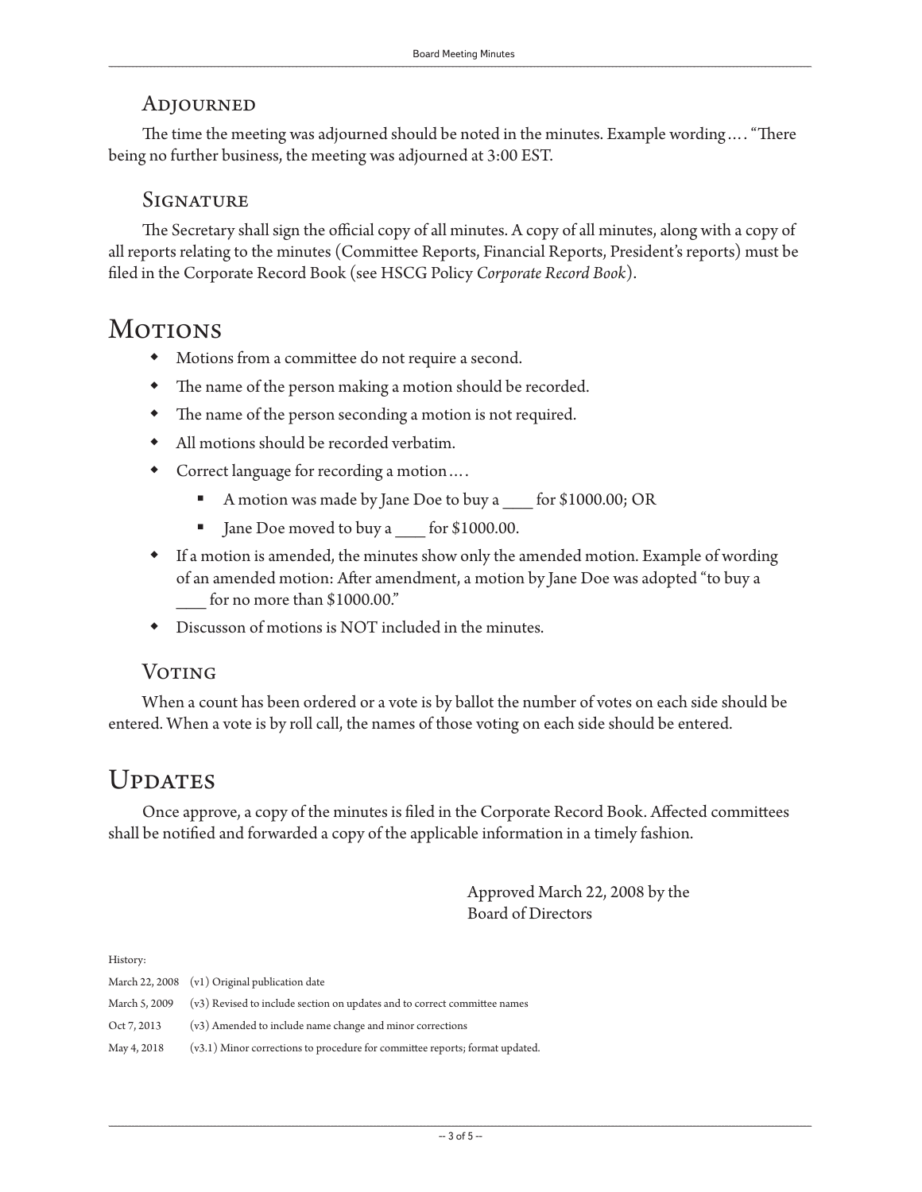### Adjourned

The time the meeting was adjourned should be noted in the minutes. Example wording…. "There being no further business, the meeting was adjourned at 3:00 EST.

### Signature

The Secretary shall sign the official copy of all minutes. A copy of all minutes, along with a copy of all reports relating to the minutes (Committee Reports, Financial Reports, President's reports) must be filed in the Corporate Record Book (see HSCG Policy *Corporate Record Book*).

## Motions

- Motions from a committee do not require a second.
- The name of the person making a motion should be recorded.
- The name of the person seconding a motion is not required.
- All motions should be recorded verbatim.
- Correct language for recording a motion….
  - A motion was made by Jane Doe to buy a ____ for $1000.00; OR
  - Jane Doe moved to buy a ____ for $1000.00.
- If a motion is amended, the minutes show only the amended motion. Example of wording of an amended motion: After amendment, a motion by Jane Doe was adopted "to buy a ____ for no more than $1000.00."
- Discusson of motions is NOT included in the minutes.

### Voting

When a count has been ordered or a vote is by ballot the number of votes on each side should be entered. When a vote is by roll call, the names of those voting on each side should be entered.

## Updates

Once approve, a copy of the minutes is filed in the Corporate Record Book. Affected committees shall be notified and forwarded a copy of the applicable information in a timely fashion.

Approved March 22, 2008 by the
Board of Directors

History:

| | |
|---|---|
| March 22, 2008 | (v1) Original publication date |
| March 5, 2009 | (v3) Revised to include section on updates and to correct committee names |
| Oct 7, 2013 | (v3) Amended to include name change and minor corrections |
| May 4, 2018 | (v3.1) Minor corrections to procedure for committee reports; format updated. |